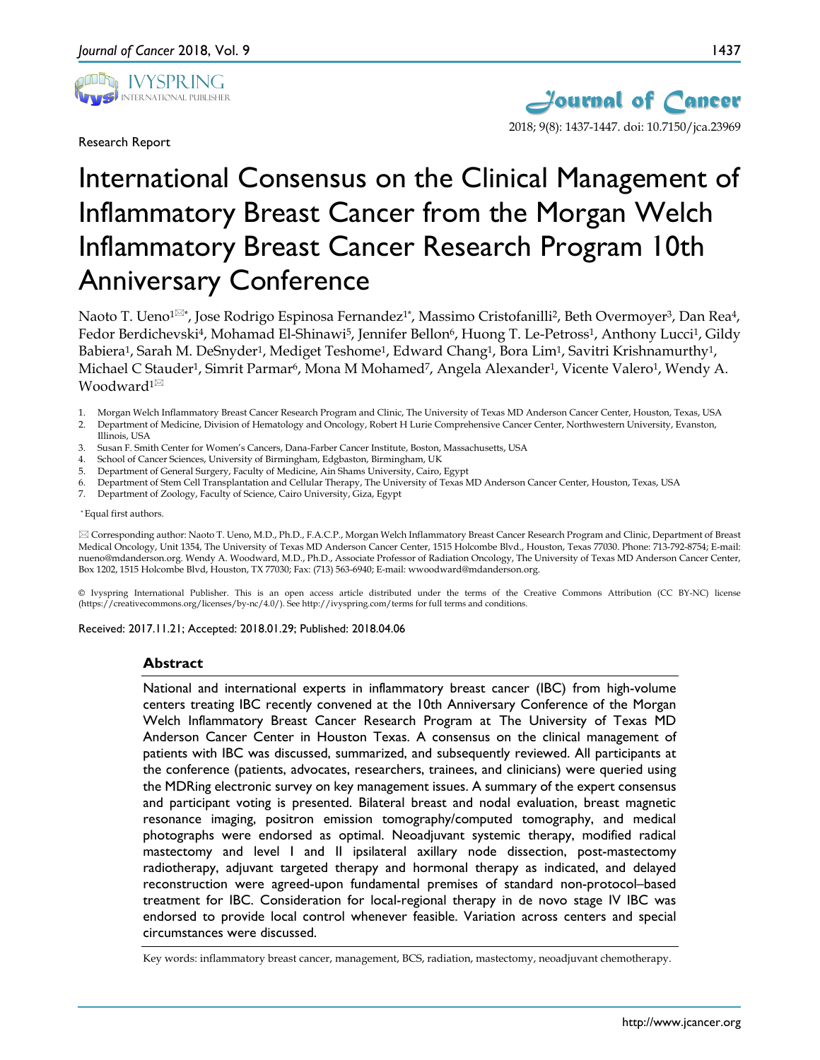Research Report

# International Consensus on the Clinical Management of Inflammatory Breast Cancer from the Morgan Welch Inflammatory Breast Cancer Research Program 10th Anniversary Conference

Naoto T. Ueno[1]✉*, Jose Rodrigo Espinosa Fernandez[1*], Massimo Cristofanilli[2], Beth Overmoyer[3], Dan Rea[4], Fedor Berdichevski[4], Mohamad El-Shinawi[5], Jennifer Bellon[6], Huong T. Le-Petross[1], Anthony Lucci[1], Gildy Babiera[1], Sarah M. DeSnyder[1], Mediget Teshome[1], Edward Chang[1], Bora Lim[1], Savitri Krishnamurthy[1], Michael C Stauder[1], Simrit Parmar[6], Mona M Mohamed[7], Angela Alexander[1], Vicente Valero[1], Wendy A. Woodward[1]✉

1. Morgan Welch Inflammatory Breast Cancer Research Program and Clinic, The University of Texas MD Anderson Cancer Center, Houston, Texas, USA
2. Department of Medicine, Division of Hematology and Oncology, Robert H Lurie Comprehensive Cancer Center, Northwestern University, Evanston, Illinois, USA
3. Susan F. Smith Center for Women's Cancers, Dana-Farber Cancer Institute, Boston, Massachusetts, USA
4. School of Cancer Sciences, University of Birmingham, Edgbaston, Birmingham, UK
5. Department of General Surgery, Faculty of Medicine, Ain Shams University, Cairo, Egypt
6. Department of Stem Cell Transplantation and Cellular Therapy, The University of Texas MD Anderson Cancer Center, Houston, Texas, USA
7. Department of Zoology, Faculty of Science, Cairo University, Giza, Egypt

*Equal first authors.

✉ Corresponding author: Naoto T. Ueno, M.D., Ph.D., F.A.C.P., Morgan Welch Inflammatory Breast Cancer Research Program and Clinic, Department of Breast Medical Oncology, Unit 1354, The University of Texas MD Anderson Cancer Center, 1515 Holcombe Blvd., Houston, Texas 77030. Phone: 713-792-8754; E-mail: nueno@mdanderson.org. Wendy A. Woodward, M.D., Ph.D., Associate Professor of Radiation Oncology, The University of Texas MD Anderson Cancer Center, Box 1202, 1515 Holcombe Blvd, Houston, TX 77030; Fax: (713) 563-6940; E-mail: wwoodward@mdanderson.org.

© Ivyspring International Publisher. This is an open access article distributed under the terms of the Creative Commons Attribution (CC BY-NC) license (https://creativecommons.org/licenses/by-nc/4.0/). See http://ivyspring.com/terms for full terms and conditions.

Received: 2017.11.21; Accepted: 2018.01.29; Published: 2018.04.06

## Abstract

National and international experts in inflammatory breast cancer (IBC) from high-volume centers treating IBC recently convened at the 10th Anniversary Conference of the Morgan Welch Inflammatory Breast Cancer Research Program at The University of Texas MD Anderson Cancer Center in Houston Texas. A consensus on the clinical management of patients with IBC was discussed, summarized, and subsequently reviewed. All participants at the conference (patients, advocates, researchers, trainees, and clinicians) were queried using the MDRing electronic survey on key management issues. A summary of the expert consensus and participant voting is presented. Bilateral breast and nodal evaluation, breast magnetic resonance imaging, positron emission tomography/computed tomography, and medical photographs were endorsed as optimal. Neoadjuvant systemic therapy, modified radical mastectomy and level I and II ipsilateral axillary node dissection, post-mastectomy radiotherapy, adjuvant targeted therapy and hormonal therapy as indicated, and delayed reconstruction were agreed-upon fundamental premises of standard non-protocol–based treatment for IBC. Consideration for local-regional therapy in de novo stage IV IBC was endorsed to provide local control whenever feasible. Variation across centers and special circumstances were discussed.

Key words: inflammatory breast cancer, management, BCS, radiation, mastectomy, neoadjuvant chemotherapy.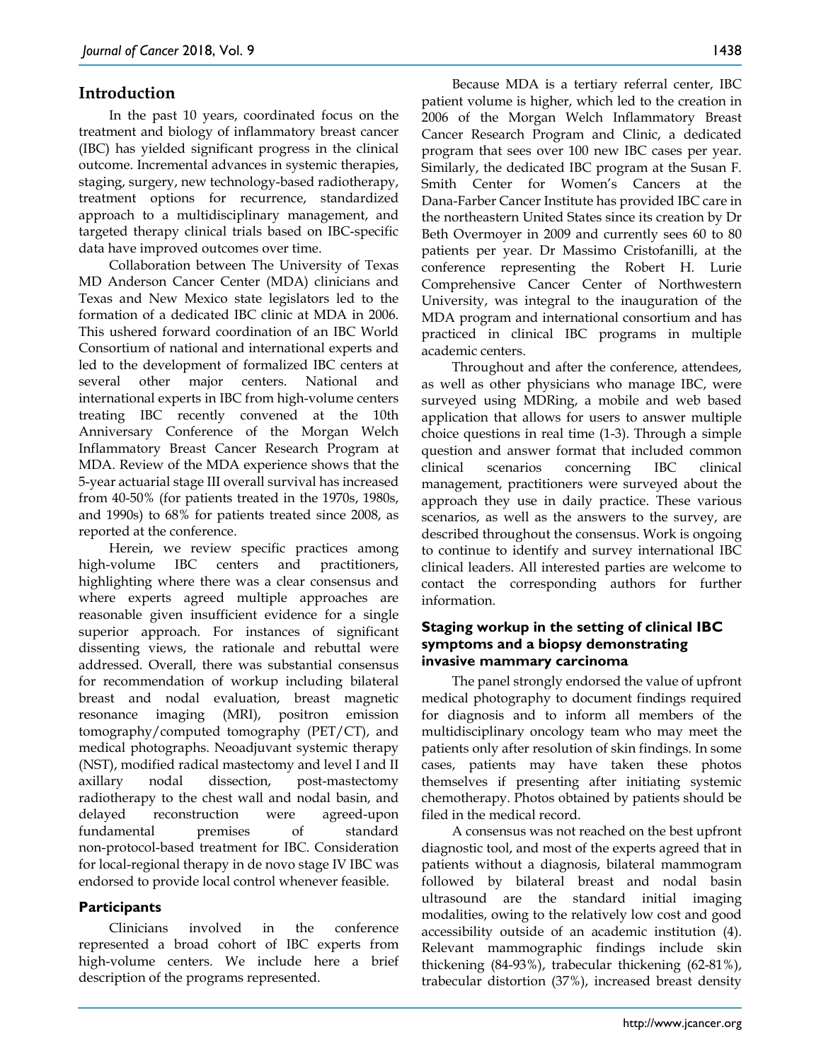## Introduction

In the past 10 years, coordinated focus on the treatment and biology of inflammatory breast cancer (IBC) has yielded significant progress in the clinical outcome. Incremental advances in systemic therapies, staging, surgery, new technology-based radiotherapy, treatment options for recurrence, standardized approach to a multidisciplinary management, and targeted therapy clinical trials based on IBC-specific data have improved outcomes over time.

Collaboration between The University of Texas MD Anderson Cancer Center (MDA) clinicians and Texas and New Mexico state legislators led to the formation of a dedicated IBC clinic at MDA in 2006. This ushered forward coordination of an IBC World Consortium of national and international experts and led to the development of formalized IBC centers at several other major centers. National and international experts in IBC from high-volume centers treating IBC recently convened at the 10th Anniversary Conference of the Morgan Welch Inflammatory Breast Cancer Research Program at MDA. Review of the MDA experience shows that the 5-year actuarial stage III overall survival has increased from 40-50% (for patients treated in the 1970s, 1980s, and 1990s) to 68% for patients treated since 2008, as reported at the conference.

Herein, we review specific practices among high-volume IBC centers and practitioners, highlighting where there was a clear consensus and where experts agreed multiple approaches are reasonable given insufficient evidence for a single superior approach. For instances of significant dissenting views, the rationale and rebuttal were addressed. Overall, there was substantial consensus for recommendation of workup including bilateral breast and nodal evaluation, breast magnetic resonance imaging (MRI), positron emission tomography/computed tomography (PET/CT), and medical photographs. Neoadjuvant systemic therapy (NST), modified radical mastectomy and level I and II axillary nodal dissection, post-mastectomy radiotherapy to the chest wall and nodal basin, and delayed reconstruction were agreed-upon fundamental premises of standard non-protocol-based treatment for IBC. Consideration for local-regional therapy in de novo stage IV IBC was endorsed to provide local control whenever feasible.

### Participants

Clinicians involved in the conference represented a broad cohort of IBC experts from high-volume centers. We include here a brief description of the programs represented.

Because MDA is a tertiary referral center, IBC patient volume is higher, which led to the creation in 2006 of the Morgan Welch Inflammatory Breast Cancer Research Program and Clinic, a dedicated program that sees over 100 new IBC cases per year. Similarly, the dedicated IBC program at the Susan F. Smith Center for Women's Cancers at the Dana-Farber Cancer Institute has provided IBC care in the northeastern United States since its creation by Dr Beth Overmoyer in 2009 and currently sees 60 to 80 patients per year. Dr Massimo Cristofanilli, at the conference representing the Robert H. Lurie Comprehensive Cancer Center of Northwestern University, was integral to the inauguration of the MDA program and international consortium and has practiced in clinical IBC programs in multiple academic centers.

Throughout and after the conference, attendees, as well as other physicians who manage IBC, were surveyed using MDRing, a mobile and web based application that allows for users to answer multiple choice questions in real time (1-3). Through a simple question and answer format that included common clinical scenarios concerning IBC clinical management, practitioners were surveyed about the approach they use in daily practice. These various scenarios, as well as the answers to the survey, are described throughout the consensus. Work is ongoing to continue to identify and survey international IBC clinical leaders. All interested parties are welcome to contact the corresponding authors for further information.

### Staging workup in the setting of clinical IBC symptoms and a biopsy demonstrating invasive mammary carcinoma

The panel strongly endorsed the value of upfront medical photography to document findings required for diagnosis and to inform all members of the multidisciplinary oncology team who may meet the patients only after resolution of skin findings. In some cases, patients may have taken these photos themselves if presenting after initiating systemic chemotherapy. Photos obtained by patients should be filed in the medical record.

A consensus was not reached on the best upfront diagnostic tool, and most of the experts agreed that in patients without a diagnosis, bilateral mammogram followed by bilateral breast and nodal basin ultrasound are the standard initial imaging modalities, owing to the relatively low cost and good accessibility outside of an academic institution (4). Relevant mammographic findings include skin thickening (84-93%), trabecular thickening (62-81%), trabecular distortion (37%), increased breast density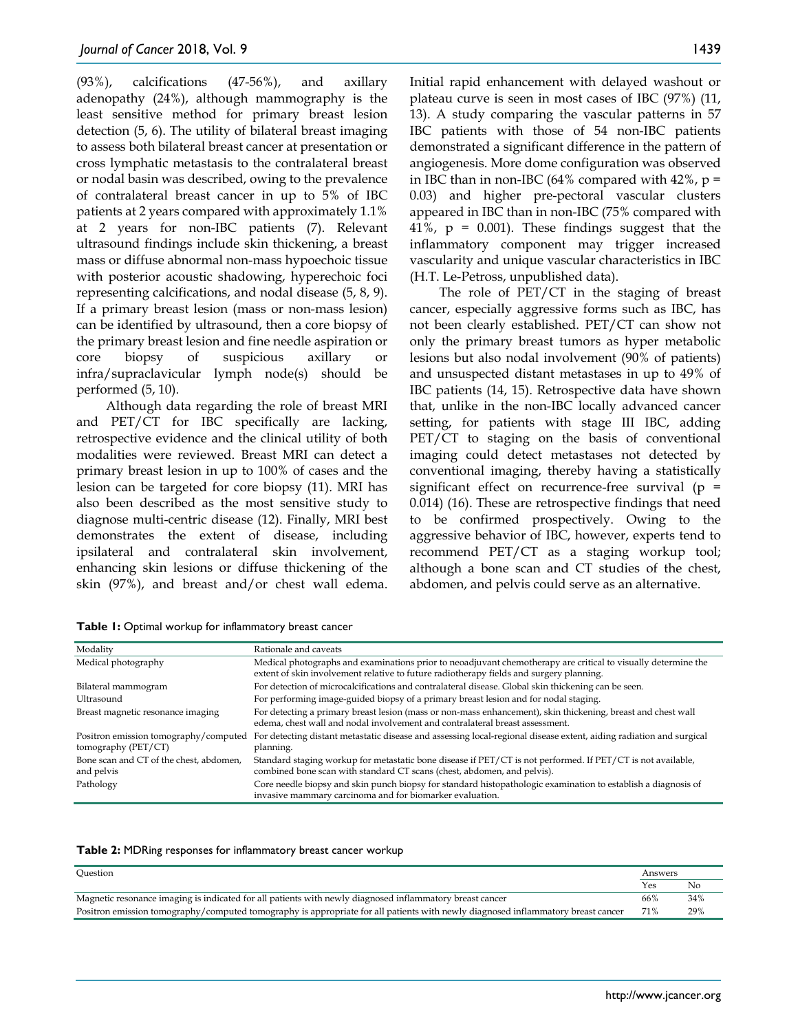(93%), calcifications (47-56%), and axillary adenopathy (24%), although mammography is the least sensitive method for primary breast lesion detection (5, 6). The utility of bilateral breast imaging to assess both bilateral breast cancer at presentation or cross lymphatic metastasis to the contralateral breast or nodal basin was described, owing to the prevalence of contralateral breast cancer in up to 5% of IBC patients at 2 years compared with approximately 1.1% at 2 years for non-IBC patients (7). Relevant ultrasound findings include skin thickening, a breast mass or diffuse abnormal non-mass hypoechoic tissue with posterior acoustic shadowing, hyperechoic foci representing calcifications, and nodal disease (5, 8, 9). If a primary breast lesion (mass or non-mass lesion) can be identified by ultrasound, then a core biopsy of the primary breast lesion and fine needle aspiration or core biopsy of suspicious axillary or infra/supraclavicular lymph node(s) should be performed (5, 10).

Although data regarding the role of breast MRI and PET/CT for IBC specifically are lacking, retrospective evidence and the clinical utility of both modalities were reviewed. Breast MRI can detect a primary breast lesion in up to 100% of cases and the lesion can be targeted for core biopsy (11). MRI has also been described as the most sensitive study to diagnose multi-centric disease (12). Finally, MRI best demonstrates the extent of disease, including ipsilateral and contralateral skin involvement, enhancing skin lesions or diffuse thickening of the skin (97%), and breast and/or chest wall edema. Initial rapid enhancement with delayed washout or plateau curve is seen in most cases of IBC (97%) (11, 13). A study comparing the vascular patterns in 57 IBC patients with those of 54 non-IBC patients demonstrated a significant difference in the pattern of angiogenesis. More dome configuration was observed in IBC than in non-IBC (64% compared with 42%, $p = 0.03$) and higher pre-pectoral vascular clusters appeared in IBC than in non-IBC (75% compared with 41%, $p = 0.001$). These findings suggest that the inflammatory component may trigger increased vascularity and unique vascular characteristics in IBC (H.T. Le-Petross, unpublished data).

The role of PET/CT in the staging of breast cancer, especially aggressive forms such as IBC, has not been clearly established. PET/CT can show not only the primary breast tumors as hyper metabolic lesions but also nodal involvement (90% of patients) and unsuspected distant metastases in up to 49% of IBC patients (14, 15). Retrospective data have shown that, unlike in the non-IBC locally advanced cancer setting, for patients with stage III IBC, adding PET/CT to staging on the basis of conventional imaging could detect metastases not detected by conventional imaging, thereby having a statistically significant effect on recurrence-free survival ($p = 0.014$) (16). These are retrospective findings that need to be confirmed prospectively. Owing to the aggressive behavior of IBC, however, experts tend to recommend PET/CT as a staging workup tool; although a bone scan and CT studies of the chest, abdomen, and pelvis could serve as an alternative.

**Table 1:** Optimal workup for inflammatory breast cancer

| Modality | Rationale and caveats |
|---|---|
| Medical photography | Medical photographs and examinations prior to neoadjuvant chemotherapy are critical to visually determine the extent of skin involvement relative to future radiotherapy fields and surgery planning. |
| Bilateral mammogram | For detection of microcalcifications and contralateral disease. Global skin thickening can be seen. |
| Ultrasound | For performing image-guided biopsy of a primary breast lesion and for nodal staging. |
| Breast magnetic resonance imaging | For detecting a primary breast lesion (mass or non-mass enhancement), skin thickening, breast and chest wall edema, chest wall and nodal involvement and contralateral breast assessment. |
| Positron emission tomography/computed tomography (PET/CT) | For detecting distant metastatic disease and assessing local-regional disease extent, aiding radiation and surgical planning. |
| Bone scan and CT of the chest, abdomen, and pelvis | Standard staging workup for metastatic bone disease if PET/CT is not performed. If PET/CT is not available, combined bone scan with standard CT scans (chest, abdomen, and pelvis). |
| Pathology | Core needle biopsy and skin punch biopsy for standard histopathologic examination to establish a diagnosis of invasive mammary carcinoma and for biomarker evaluation. |

**Table 2:** MDRing responses for inflammatory breast cancer workup

| Question | Answers | |
|---|---|---|
| | Yes | No |
| Magnetic resonance imaging is indicated for all patients with newly diagnosed inflammatory breast cancer | 66% | 34% |
| Positron emission tomography/computed tomography is appropriate for all patients with newly diagnosed inflammatory breast cancer | 71% | 29% |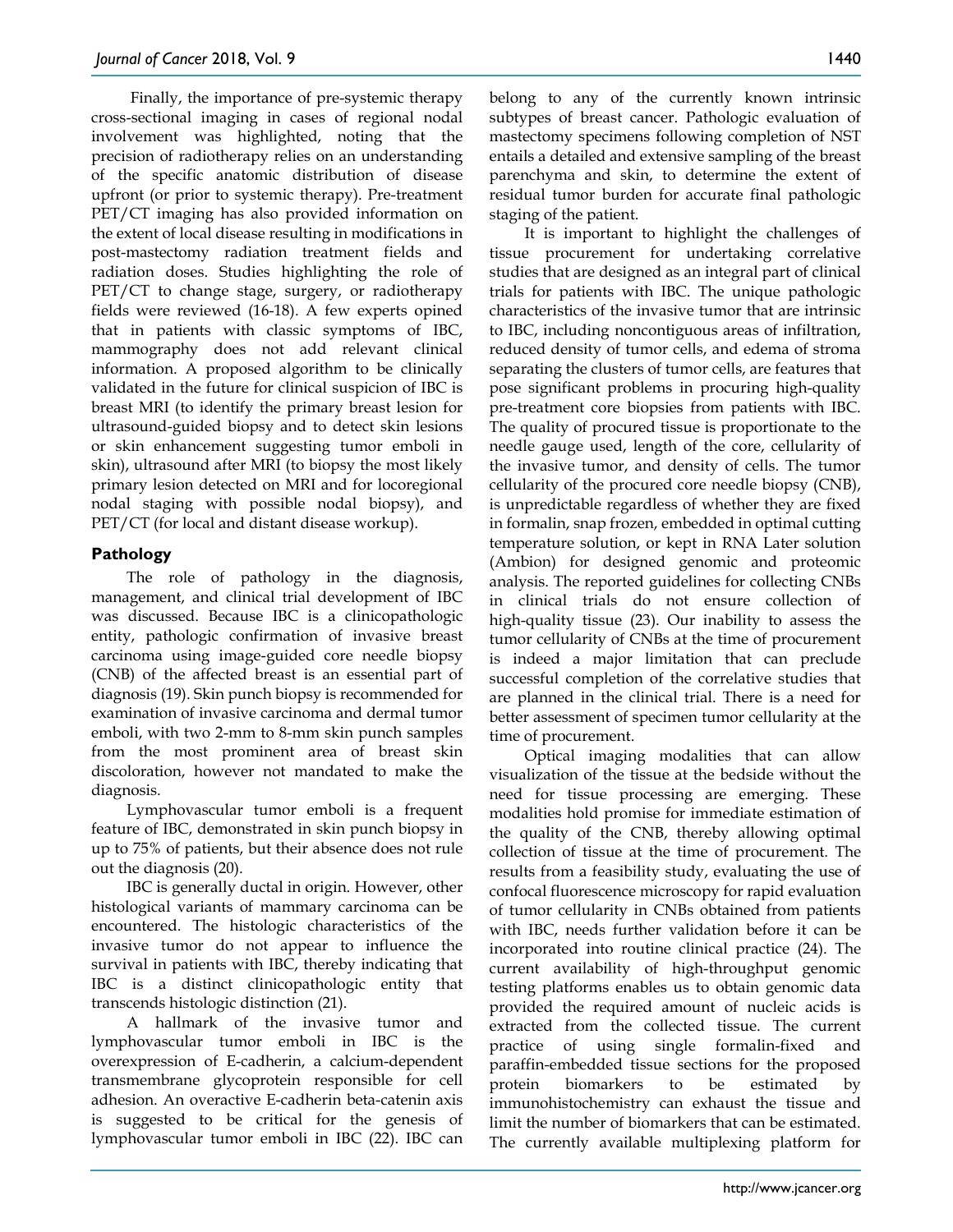Finally, the importance of pre-systemic therapy cross-sectional imaging in cases of regional nodal involvement was highlighted, noting that the precision of radiotherapy relies on an understanding of the specific anatomic distribution of disease upfront (or prior to systemic therapy). Pre-treatment PET/CT imaging has also provided information on the extent of local disease resulting in modifications in post-mastectomy radiation treatment fields and radiation doses. Studies highlighting the role of PET/CT to change stage, surgery, or radiotherapy fields were reviewed (16-18). A few experts opined that in patients with classic symptoms of IBC, mammography does not add relevant clinical information. A proposed algorithm to be clinically validated in the future for clinical suspicion of IBC is breast MRI (to identify the primary breast lesion for ultrasound-guided biopsy and to detect skin lesions or skin enhancement suggesting tumor emboli in skin), ultrasound after MRI (to biopsy the most likely primary lesion detected on MRI and for locoregional nodal staging with possible nodal biopsy), and PET/CT (for local and distant disease workup).

## Pathology

The role of pathology in the diagnosis, management, and clinical trial development of IBC was discussed. Because IBC is a clinicopathologic entity, pathologic confirmation of invasive breast carcinoma using image-guided core needle biopsy (CNB) of the affected breast is an essential part of diagnosis (19). Skin punch biopsy is recommended for examination of invasive carcinoma and dermal tumor emboli, with two 2-mm to 8-mm skin punch samples from the most prominent area of breast skin discoloration, however not mandated to make the diagnosis.

Lymphovascular tumor emboli is a frequent feature of IBC, demonstrated in skin punch biopsy in up to 75% of patients, but their absence does not rule out the diagnosis (20).

IBC is generally ductal in origin. However, other histological variants of mammary carcinoma can be encountered. The histologic characteristics of the invasive tumor do not appear to influence the survival in patients with IBC, thereby indicating that IBC is a distinct clinicopathologic entity that transcends histologic distinction (21).

A hallmark of the invasive tumor and lymphovascular tumor emboli in IBC is the overexpression of E-cadherin, a calcium-dependent transmembrane glycoprotein responsible for cell adhesion. An overactive E-cadherin beta-catenin axis is suggested to be critical for the genesis of lymphovascular tumor emboli in IBC (22). IBC can belong to any of the currently known intrinsic subtypes of breast cancer. Pathologic evaluation of mastectomy specimens following completion of NST entails a detailed and extensive sampling of the breast parenchyma and skin, to determine the extent of residual tumor burden for accurate final pathologic staging of the patient.

It is important to highlight the challenges of tissue procurement for undertaking correlative studies that are designed as an integral part of clinical trials for patients with IBC. The unique pathologic characteristics of the invasive tumor that are intrinsic to IBC, including noncontiguous areas of infiltration, reduced density of tumor cells, and edema of stroma separating the clusters of tumor cells, are features that pose significant problems in procuring high-quality pre-treatment core biopsies from patients with IBC. The quality of procured tissue is proportionate to the needle gauge used, length of the core, cellularity of the invasive tumor, and density of cells. The tumor cellularity of the procured core needle biopsy (CNB), is unpredictable regardless of whether they are fixed in formalin, snap frozen, embedded in optimal cutting temperature solution, or kept in RNA Later solution (Ambion) for designed genomic and proteomic analysis. The reported guidelines for collecting CNBs in clinical trials do not ensure collection of high-quality tissue (23). Our inability to assess the tumor cellularity of CNBs at the time of procurement is indeed a major limitation that can preclude successful completion of the correlative studies that are planned in the clinical trial. There is a need for better assessment of specimen tumor cellularity at the time of procurement.

Optical imaging modalities that can allow visualization of the tissue at the bedside without the need for tissue processing are emerging. These modalities hold promise for immediate estimation of the quality of the CNB, thereby allowing optimal collection of tissue at the time of procurement. The results from a feasibility study, evaluating the use of confocal fluorescence microscopy for rapid evaluation of tumor cellularity in CNBs obtained from patients with IBC, needs further validation before it can be incorporated into routine clinical practice (24). The current availability of high-throughput genomic testing platforms enables us to obtain genomic data provided the required amount of nucleic acids is extracted from the collected tissue. The current practice of using single formalin-fixed and paraffin-embedded tissue sections for the proposed protein biomarkers to be estimated by immunohistochemistry can exhaust the tissue and limit the number of biomarkers that can be estimated. The currently available multiplexing platform for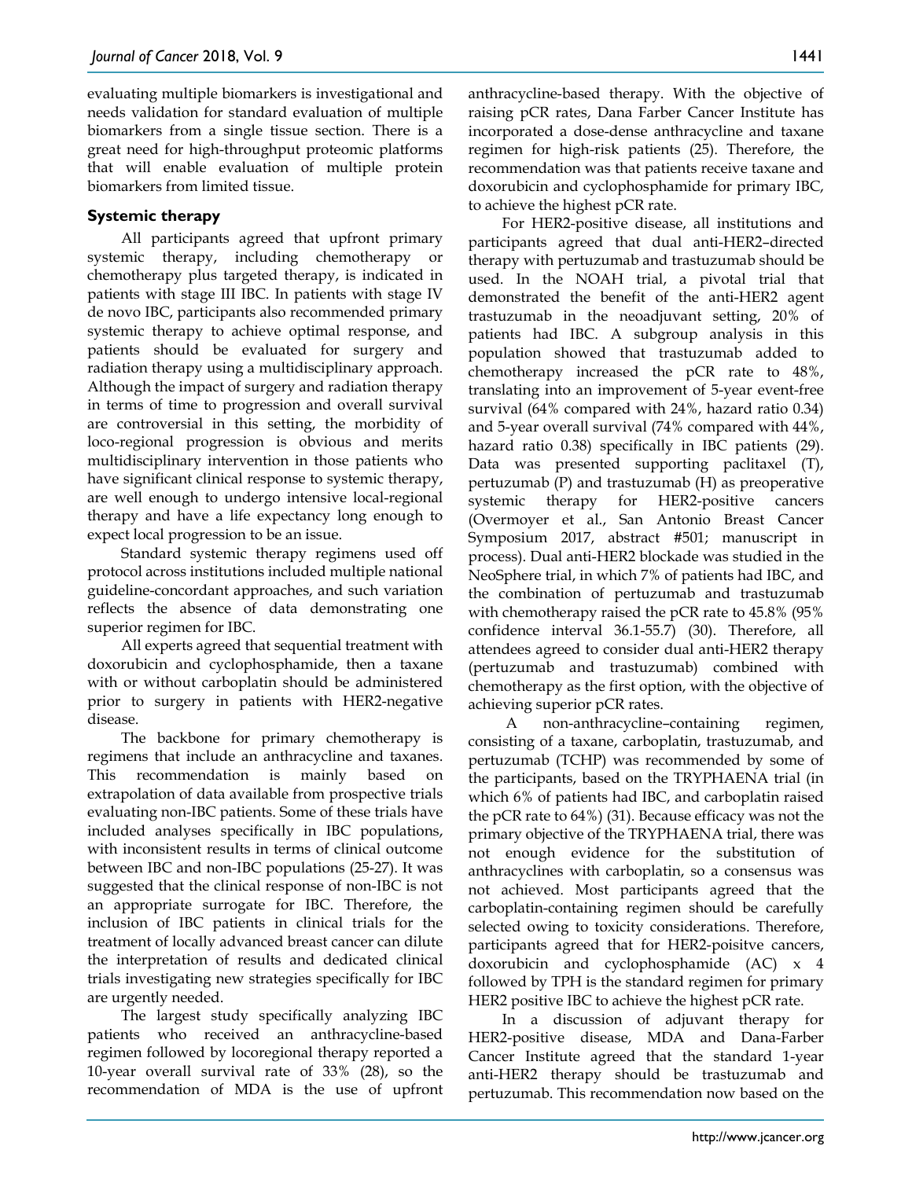evaluating multiple biomarkers is investigational and needs validation for standard evaluation of multiple biomarkers from a single tissue section. There is a great need for high-throughput proteomic platforms that will enable evaluation of multiple protein biomarkers from limited tissue.

### Systemic therapy

All participants agreed that upfront primary systemic therapy, including chemotherapy or chemotherapy plus targeted therapy, is indicated in patients with stage III IBC. In patients with stage IV de novo IBC, participants also recommended primary systemic therapy to achieve optimal response, and patients should be evaluated for surgery and radiation therapy using a multidisciplinary approach. Although the impact of surgery and radiation therapy in terms of time to progression and overall survival are controversial in this setting, the morbidity of loco-regional progression is obvious and merits multidisciplinary intervention in those patients who have significant clinical response to systemic therapy, are well enough to undergo intensive local-regional therapy and have a life expectancy long enough to expect local progression to be an issue.

Standard systemic therapy regimens used off protocol across institutions included multiple national guideline-concordant approaches, and such variation reflects the absence of data demonstrating one superior regimen for IBC.

All experts agreed that sequential treatment with doxorubicin and cyclophosphamide, then a taxane with or without carboplatin should be administered prior to surgery in patients with HER2-negative disease.

The backbone for primary chemotherapy is regimens that include an anthracycline and taxanes. This recommendation is mainly based on extrapolation of data available from prospective trials evaluating non-IBC patients. Some of these trials have included analyses specifically in IBC populations, with inconsistent results in terms of clinical outcome between IBC and non-IBC populations (25-27). It was suggested that the clinical response of non-IBC is not an appropriate surrogate for IBC. Therefore, the inclusion of IBC patients in clinical trials for the treatment of locally advanced breast cancer can dilute the interpretation of results and dedicated clinical trials investigating new strategies specifically for IBC are urgently needed.

The largest study specifically analyzing IBC patients who received an anthracycline-based regimen followed by locoregional therapy reported a 10-year overall survival rate of 33% (28), so the recommendation of MDA is the use of upfront anthracycline-based therapy. With the objective of raising pCR rates, Dana Farber Cancer Institute has incorporated a dose-dense anthracycline and taxane regimen for high-risk patients (25). Therefore, the recommendation was that patients receive taxane and doxorubicin and cyclophosphamide for primary IBC, to achieve the highest pCR rate.

For HER2-positive disease, all institutions and participants agreed that dual anti-HER2–directed therapy with pertuzumab and trastuzumab should be used. In the NOAH trial, a pivotal trial that demonstrated the benefit of the anti-HER2 agent trastuzumab in the neoadjuvant setting, 20% of patients had IBC. A subgroup analysis in this population showed that trastuzumab added to chemotherapy increased the pCR rate to 48%, translating into an improvement of 5-year event-free survival (64% compared with 24%, hazard ratio 0.34) and 5-year overall survival (74% compared with 44%, hazard ratio 0.38) specifically in IBC patients (29). Data was presented supporting paclitaxel (T), pertuzumab (P) and trastuzumab (H) as preoperative systemic therapy for HER2-positive cancers (Overmoyer et al., San Antonio Breast Cancer Symposium 2017, abstract #501; manuscript in process). Dual anti-HER2 blockade was studied in the NeoSphere trial, in which 7% of patients had IBC, and the combination of pertuzumab and trastuzumab with chemotherapy raised the pCR rate to 45.8% (95% confidence interval 36.1-55.7) (30). Therefore, all attendees agreed to consider dual anti-HER2 therapy (pertuzumab and trastuzumab) combined with chemotherapy as the first option, with the objective of achieving superior pCR rates.

A non-anthracycline–containing regimen, consisting of a taxane, carboplatin, trastuzumab, and pertuzumab (TCHP) was recommended by some of the participants, based on the TRYPHAENA trial (in which 6% of patients had IBC, and carboplatin raised the pCR rate to 64%) (31). Because efficacy was not the primary objective of the TRYPHAENA trial, there was not enough evidence for the substitution of anthracyclines with carboplatin, so a consensus was not achieved. Most participants agreed that the carboplatin-containing regimen should be carefully selected owing to toxicity considerations. Therefore, participants agreed that for HER2-poisitve cancers, doxorubicin and cyclophosphamide (AC) x 4 followed by TPH is the standard regimen for primary HER2 positive IBC to achieve the highest pCR rate.

In a discussion of adjuvant therapy for HER2-positive disease, MDA and Dana-Farber Cancer Institute agreed that the standard 1-year anti-HER2 therapy should be trastuzumab and pertuzumab. This recommendation now based on the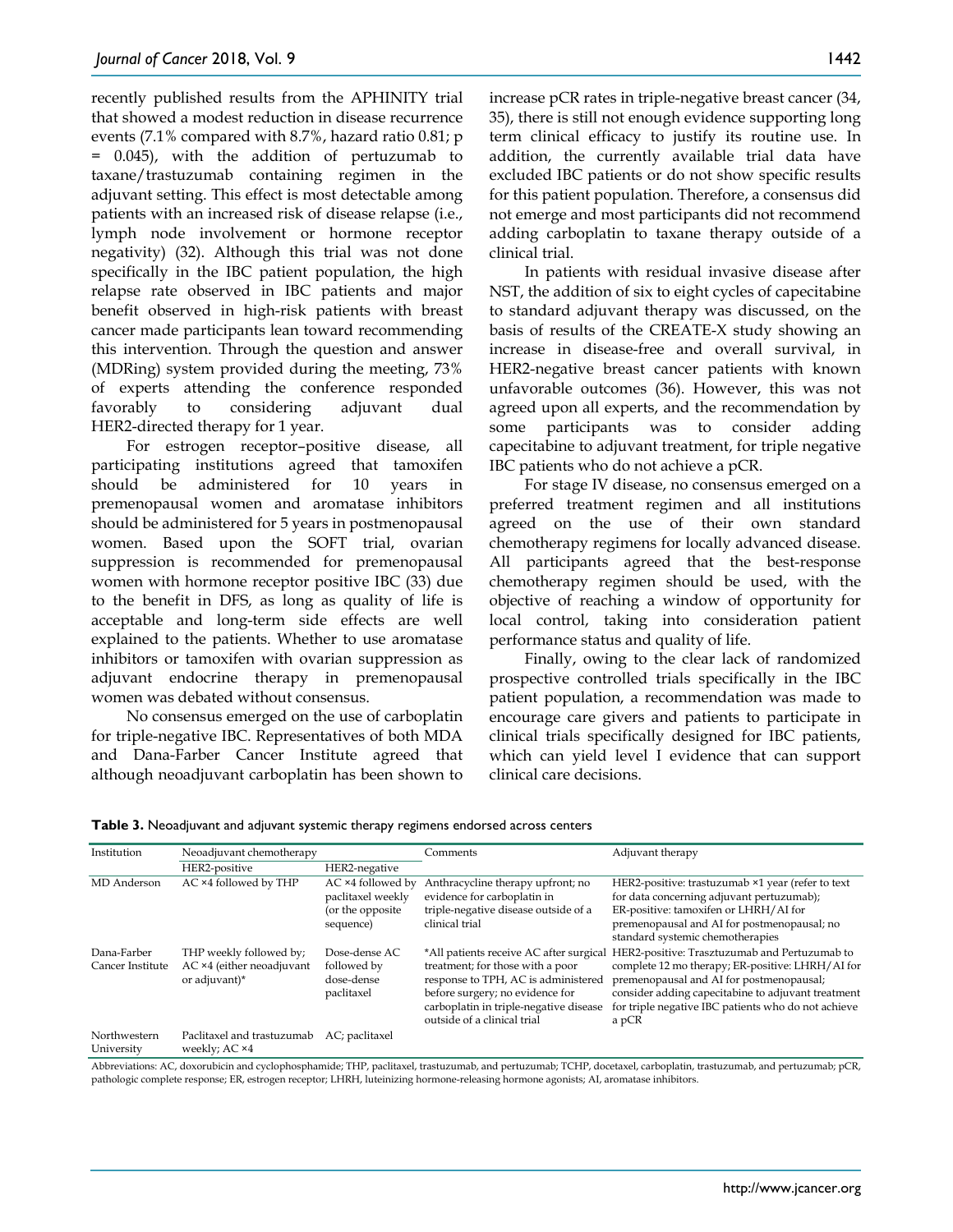recently published results from the APHINITY trial that showed a modest reduction in disease recurrence events (7.1% compared with 8.7%, hazard ratio 0.81; p = 0.045), with the addition of pertuzumab to taxane/trastuzumab containing regimen in the adjuvant setting. This effect is most detectable among patients with an increased risk of disease relapse (i.e., lymph node involvement or hormone receptor negativity) (32). Although this trial was not done specifically in the IBC patient population, the high relapse rate observed in IBC patients and major benefit observed in high-risk patients with breast cancer made participants lean toward recommending this intervention. Through the question and answer (MDRing) system provided during the meeting, 73% of experts attending the conference responded favorably to considering adjuvant dual HER2-directed therapy for 1 year.

For estrogen receptor–positive disease, all participating institutions agreed that tamoxifen should be administered for 10 years in premenopausal women and aromatase inhibitors should be administered for 5 years in postmenopausal women. Based upon the SOFT trial, ovarian suppression is recommended for premenopausal women with hormone receptor positive IBC (33) due to the benefit in DFS, as long as quality of life is acceptable and long-term side effects are well explained to the patients. Whether to use aromatase inhibitors or tamoxifen with ovarian suppression as adjuvant endocrine therapy in premenopausal women was debated without consensus.

No consensus emerged on the use of carboplatin for triple-negative IBC. Representatives of both MDA and Dana-Farber Cancer Institute agreed that although neoadjuvant carboplatin has been shown to increase pCR rates in triple-negative breast cancer (34, 35), there is still not enough evidence supporting long term clinical efficacy to justify its routine use. In addition, the currently available trial data have excluded IBC patients or do not show specific results for this patient population. Therefore, a consensus did not emerge and most participants did not recommend adding carboplatin to taxane therapy outside of a clinical trial.

In patients with residual invasive disease after NST, the addition of six to eight cycles of capecitabine to standard adjuvant therapy was discussed, on the basis of results of the CREATE-X study showing an increase in disease-free and overall survival, in HER2-negative breast cancer patients with known unfavorable outcomes (36). However, this was not agreed upon all experts, and the recommendation by some participants was to consider adding capecitabine to adjuvant treatment, for triple negative IBC patients who do not achieve a pCR.

For stage IV disease, no consensus emerged on a preferred treatment regimen and all institutions agreed on the use of their own standard chemotherapy regimens for locally advanced disease. All participants agreed that the best-response chemotherapy regimen should be used, with the objective of reaching a window of opportunity for local control, taking into consideration patient performance status and quality of life.

Finally, owing to the clear lack of randomized prospective controlled trials specifically in the IBC patient population, a recommendation was made to encourage care givers and patients to participate in clinical trials specifically designed for IBC patients, which can yield level I evidence that can support clinical care decisions.

**Table 3.** Neoadjuvant and adjuvant systemic therapy regimens endorsed across centers

| Institution | Neoadjuvant chemotherapy | | Comments | Adjuvant therapy |
|---|---|---|---|---|
| | HER2-positive | HER2-negative | | |
| MD Anderson | AC ×4 followed by THP | AC ×4 followed by paclitaxel weekly (or the opposite sequence) | Anthracycline therapy upfront; no evidence for carboplatin in triple-negative disease outside of a clinical trial | HER2-positive: trastuzumab ×1 year (refer to text for data concerning adjuvant pertuzumab); ER-positive: tamoxifen or LHRH/AI for premenopausal and AI for postmenopausal; no standard systemic chemotherapies |
| Dana-Farber Cancer Institute | THP weekly followed by; AC ×4 (either neoadjuvant or adjuvant)* | Dose-dense AC followed by dose-dense paclitaxel | *All patients receive AC after surgical treatment; for those with a poor response to TPH, AC is administered before surgery; no evidence for carboplatin in triple-negative disease outside of a clinical trial | HER2-positive: Trasztuzumab and Pertuzumab to complete 12 mo therapy; ER-positive: LHRH/AI for premenopausal and AI for postmenopausal; consider adding capecitabine to adjuvant treatment for triple negative IBC patients who do not achieve a pCR |
| Northwestern University | Paclitaxel and trastuzumab weekly; AC ×4 | AC; paclitaxel | | |

Abbreviations: AC, doxorubicin and cyclophosphamide; THP, paclitaxel, trastuzumab, and pertuzumab; TCHP, docetaxel, carboplatin, trastuzumab, and pertuzumab; pCR, pathologic complete response; ER, estrogen receptor; LHRH, luteinizing hormone-releasing hormone agonists; AI, aromatase inhibitors.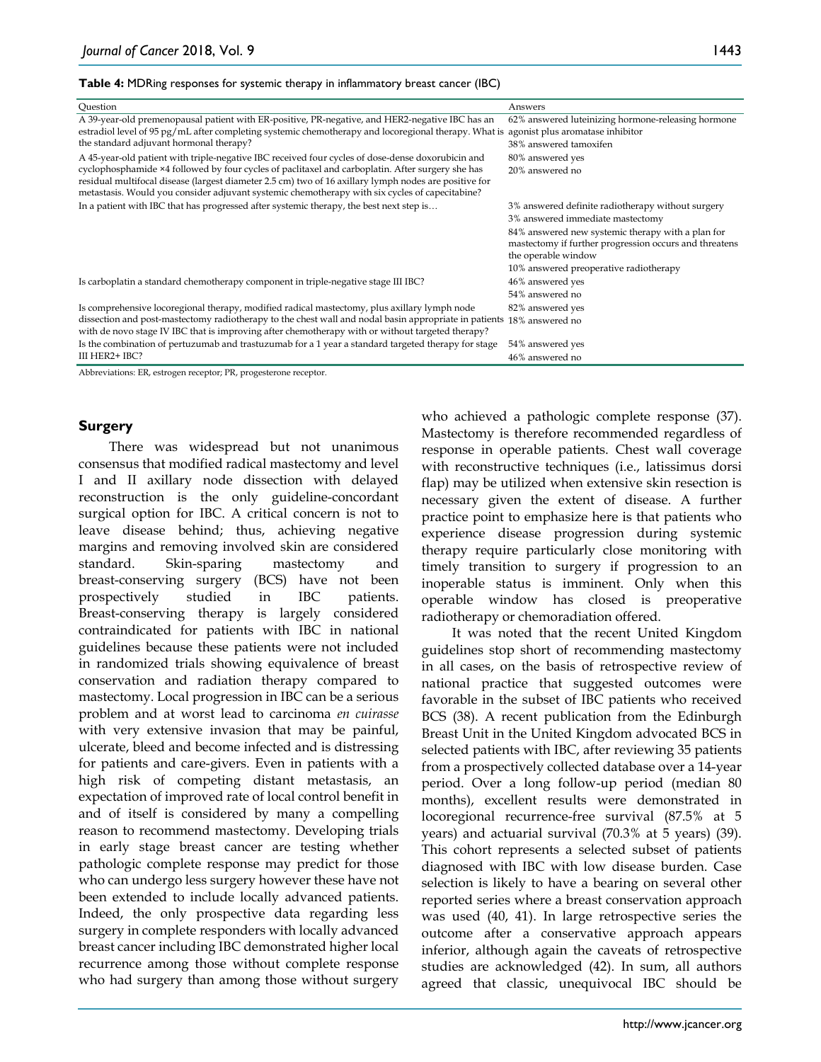**Table 4:** MDRing responses for systemic therapy in inflammatory breast cancer (IBC)

| Question | Answers |
|---|---|
| A 39-year-old premenopausal patient with ER-positive, PR-negative, and HER2-negative IBC has an estradiol level of 95 pg/mL after completing systemic chemotherapy and locoregional therapy. What is the standard adjuvant hormonal therapy? | 62% answered luteinizing hormone-releasing hormone agonist plus aromatase inhibitor<br>38% answered tamoxifen |
| A 45-year-old patient with triple-negative IBC received four cycles of dose-dense doxorubicin and cyclophosphamide ×4 followed by four cycles of paclitaxel and carboplatin. After surgery she has residual multifocal disease (largest diameter 2.5 cm) two of 16 axillary lymph nodes are positive for metastasis. Would you consider adjuvant systemic chemotherapy with six cycles of capecitabine? | 80% answered yes<br>20% answered no |
| In a patient with IBC that has progressed after systemic therapy, the best next step is… | 3% answered definite radiotherapy without surgery<br>3% answered immediate mastectomy<br>84% answered new systemic therapy with a plan for mastectomy if further progression occurs and threatens the operable window<br>10% answered preoperative radiotherapy |
| Is carboplatin a standard chemotherapy component in triple-negative stage III IBC? | 46% answered yes<br>54% answered no |
| Is comprehensive locoregional therapy, modified radical mastectomy, plus axillary lymph node dissection and post-mastectomy radiotherapy to the chest wall and nodal basin appropriate in patients with de novo stage IV IBC that is improving after chemotherapy with or without targeted therapy? | 82% answered yes<br>18% answered no |
| Is the combination of pertuzumab and trastuzumab for a 1 year a standard targeted therapy for stage III HER2+ IBC? | 54% answered yes<br>46% answered no |

Abbreviations: ER, estrogen receptor; PR, progesterone receptor.

## Surgery

There was widespread but not unanimous consensus that modified radical mastectomy and level I and II axillary node dissection with delayed reconstruction is the only guideline-concordant surgical option for IBC. A critical concern is not to leave disease behind; thus, achieving negative margins and removing involved skin are considered standard. Skin-sparing mastectomy and breast-conserving surgery (BCS) have not been prospectively studied in IBC patients. Breast-conserving therapy is largely considered contraindicated for patients with IBC in national guidelines because these patients were not included in randomized trials showing equivalence of breast conservation and radiation therapy compared to mastectomy. Local progression in IBC can be a serious problem and at worst lead to carcinoma *en cuirasse* with very extensive invasion that may be painful, ulcerate, bleed and become infected and is distressing for patients and care-givers. Even in patients with a high risk of competing distant metastasis, an expectation of improved rate of local control benefit in and of itself is considered by many a compelling reason to recommend mastectomy. Developing trials in early stage breast cancer are testing whether pathologic complete response may predict for those who can undergo less surgery however these have not been extended to include locally advanced patients. Indeed, the only prospective data regarding less surgery in complete responders with locally advanced breast cancer including IBC demonstrated higher local recurrence among those without complete response who had surgery than among those without surgery who achieved a pathologic complete response (37). Mastectomy is therefore recommended regardless of response in operable patients. Chest wall coverage with reconstructive techniques (i.e., latissimus dorsi flap) may be utilized when extensive skin resection is necessary given the extent of disease. A further practice point to emphasize here is that patients who experience disease progression during systemic therapy require particularly close monitoring with timely transition to surgery if progression to an inoperable status is imminent. Only when this operable window has closed is preoperative radiotherapy or chemoradiation offered.

It was noted that the recent United Kingdom guidelines stop short of recommending mastectomy in all cases, on the basis of retrospective review of national practice that suggested outcomes were favorable in the subset of IBC patients who received BCS (38). A recent publication from the Edinburgh Breast Unit in the United Kingdom advocated BCS in selected patients with IBC, after reviewing 35 patients from a prospectively collected database over a 14-year period. Over a long follow-up period (median 80 months), excellent results were demonstrated in locoregional recurrence-free survival (87.5% at 5 years) and actuarial survival (70.3% at 5 years) (39). This cohort represents a selected subset of patients diagnosed with IBC with low disease burden. Case selection is likely to have a bearing on several other reported series where a breast conservation approach was used (40, 41). In large retrospective series the outcome after a conservative approach appears inferior, although again the caveats of retrospective studies are acknowledged (42). In sum, all authors agreed that classic, unequivocal IBC should be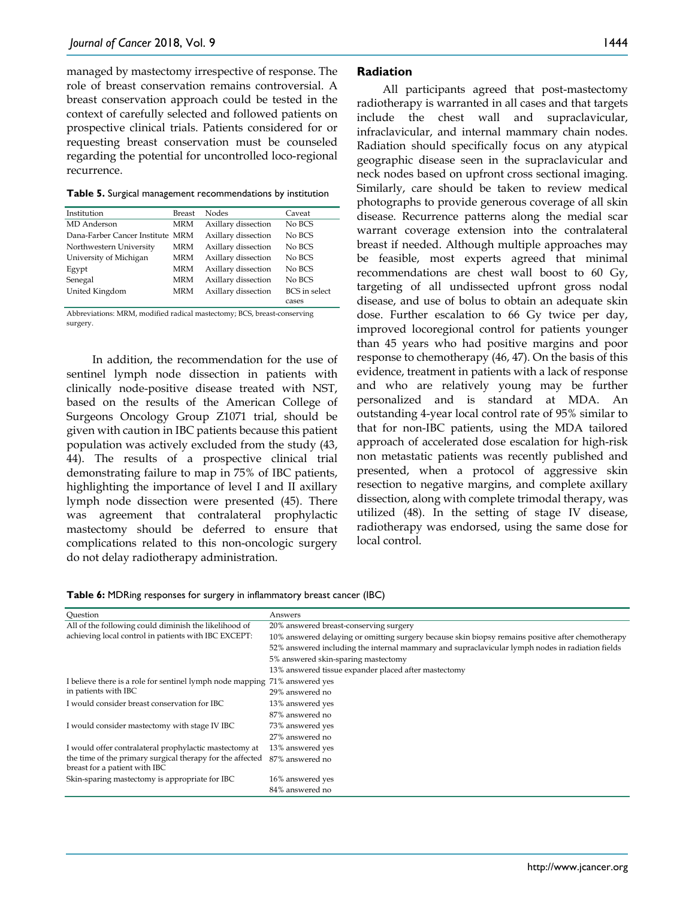managed by mastectomy irrespective of response. The role of breast conservation remains controversial. A breast conservation approach could be tested in the context of carefully selected and followed patients on prospective clinical trials. Patients considered for or requesting breast conservation must be counseled regarding the potential for uncontrolled loco-regional recurrence.

**Table 5.** Surgical management recommendations by institution

| Institution | Breast | Nodes | Caveat |
|---|---|---|---|
| MD Anderson | MRM | Axillary dissection | No BCS |
| Dana-Farber Cancer Institute | MRM | Axillary dissection | No BCS |
| Northwestern University | MRM | Axillary dissection | No BCS |
| University of Michigan | MRM | Axillary dissection | No BCS |
| Egypt | MRM | Axillary dissection | No BCS |
| Senegal | MRM | Axillary dissection | No BCS |
| United Kingdom | MRM | Axillary dissection | BCS in select cases |

Abbreviations: MRM, modified radical mastectomy; BCS, breast-conserving surgery.

In addition, the recommendation for the use of sentinel lymph node dissection in patients with clinically node-positive disease treated with NST, based on the results of the American College of Surgeons Oncology Group Z1071 trial, should be given with caution in IBC patients because this patient population was actively excluded from the study (43, 44). The results of a prospective clinical trial demonstrating failure to map in 75% of IBC patients, highlighting the importance of level I and II axillary lymph node dissection were presented (45). There was agreement that contralateral prophylactic mastectomy should be deferred to ensure that complications related to this non-oncologic surgery do not delay radiotherapy administration.

## Radiation

All participants agreed that post-mastectomy radiotherapy is warranted in all cases and that targets include the chest wall and supraclavicular, infraclavicular, and internal mammary chain nodes. Radiation should specifically focus on any atypical geographic disease seen in the supraclavicular and neck nodes based on upfront cross sectional imaging. Similarly, care should be taken to review medical photographs to provide generous coverage of all skin disease. Recurrence patterns along the medial scar warrant coverage extension into the contralateral breast if needed. Although multiple approaches may be feasible, most experts agreed that minimal recommendations are chest wall boost to 60 Gy, targeting of all undissected upfront gross nodal disease, and use of bolus to obtain an adequate skin dose. Further escalation to 66 Gy twice per day, improved locoregional control for patients younger than 45 years who had positive margins and poor response to chemotherapy (46, 47). On the basis of this evidence, treatment in patients with a lack of response and who are relatively young may be further personalized and is standard at MDA. An outstanding 4-year local control rate of 95% similar to that for non-IBC patients, using the MDA tailored approach of accelerated dose escalation for high-risk non metastatic patients was recently published and presented, when a protocol of aggressive skin resection to negative margins, and complete axillary dissection, along with complete trimodal therapy, was utilized (48). In the setting of stage IV disease, radiotherapy was endorsed, using the same dose for local control.

**Table 6:** MDRing responses for surgery in inflammatory breast cancer (IBC)

| Question | Answers |
|---|---|
| All of the following could diminish the likelihood of achieving local control in patients with IBC EXCEPT: | 20% answered breast-conserving surgery |
| | 10% answered delaying or omitting surgery because skin biopsy remains positive after chemotherapy |
| | 52% answered including the internal mammary and supraclavicular lymph nodes in radiation fields |
| | 5% answered skin-sparing mastectomy |
| | 13% answered tissue expander placed after mastectomy |
| I believe there is a role for sentinel lymph node mapping in patients with IBC | 71% answered yes |
| | 29% answered no |
| I would consider breast conservation for IBC | 13% answered yes |
| | 87% answered no |
| I would consider mastectomy with stage IV IBC | 73% answered yes |
| | 27% answered no |
| I would offer contralateral prophylactic mastectomy at the time of the primary surgical therapy for the affected breast for a patient with IBC | 13% answered yes |
| | 87% answered no |
| Skin-sparing mastectomy is appropriate for IBC | 16% answered yes |
| | 84% answered no |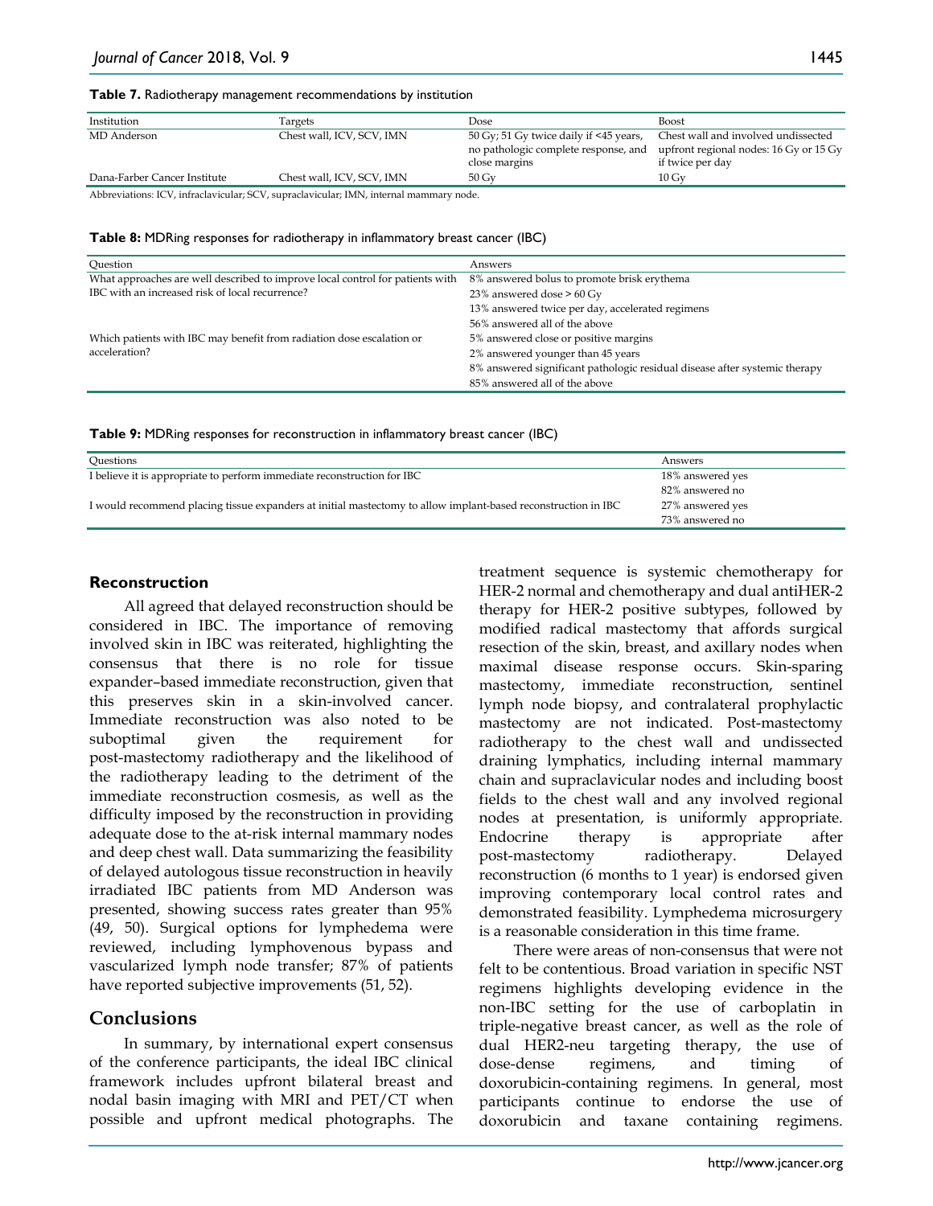**Table 7.** Radiotherapy management recommendations by institution

| Institution | Targets | Dose | Boost |
|---|---|---|---|
| MD Anderson | Chest wall, ICV, SCV, IMN | 50 Gy; 51 Gy twice daily if <45 years, no pathologic complete response, and close margins | Chest wall and involved undissected upfront regional nodes: 16 Gy or 15 Gy if twice per day |
| Dana-Farber Cancer Institute | Chest wall, ICV, SCV, IMN | 50 Gy | 10 Gy |

Abbreviations: ICV, infraclavicular; SCV, supraclavicular; IMN, internal mammary node.

**Table 8:** MDRing responses for radiotherapy in inflammatory breast cancer (IBC)

| Question | Answers |
|---|---|
| What approaches are well described to improve local control for patients with IBC with an increased risk of local recurrence? | 8% answered bolus to promote brisk erythema |
| | 23% answered dose > 60 Gy |
| | 13% answered twice per day, accelerated regimens |
| | 56% answered all of the above |
| Which patients with IBC may benefit from radiation dose escalation or acceleration? | 5% answered close or positive margins |
| | 2% answered younger than 45 years |
| | 8% answered significant pathologic residual disease after systemic therapy |
| | 85% answered all of the above |

**Table 9:** MDRing responses for reconstruction in inflammatory breast cancer (IBC)

| Questions | Answers |
|---|---|
| I believe it is appropriate to perform immediate reconstruction for IBC | 18% answered yes |
| | 82% answered no |
| I would recommend placing tissue expanders at initial mastectomy to allow implant-based reconstruction in IBC | 27% answered yes |
| | 73% answered no |

### Reconstruction

All agreed that delayed reconstruction should be considered in IBC. The importance of removing involved skin in IBC was reiterated, highlighting the consensus that there is no role for tissue expander–based immediate reconstruction, given that this preserves skin in a skin-involved cancer. Immediate reconstruction was also noted to be suboptimal given the requirement for post-mastectomy radiotherapy and the likelihood of the radiotherapy leading to the detriment of the immediate reconstruction cosmesis, as well as the difficulty imposed by the reconstruction in providing adequate dose to the at-risk internal mammary nodes and deep chest wall. Data summarizing the feasibility of delayed autologous tissue reconstruction in heavily irradiated IBC patients from MD Anderson was presented, showing success rates greater than 95% (49, 50). Surgical options for lymphedema were reviewed, including lymphovenous bypass and vascularized lymph node transfer; 87% of patients have reported subjective improvements (51, 52).

## Conclusions

In summary, by international expert consensus of the conference participants, the ideal IBC clinical framework includes upfront bilateral breast and nodal basin imaging with MRI and PET/CT when possible and upfront medical photographs. The treatment sequence is systemic chemotherapy for HER-2 normal and chemotherapy and dual antiHER-2 therapy for HER-2 positive subtypes, followed by modified radical mastectomy that affords surgical resection of the skin, breast, and axillary nodes when maximal disease response occurs. Skin-sparing mastectomy, immediate reconstruction, sentinel lymph node biopsy, and contralateral prophylactic mastectomy are not indicated. Post-mastectomy radiotherapy to the chest wall and undissected draining lymphatics, including internal mammary chain and supraclavicular nodes and including boost fields to the chest wall and any involved regional nodes at presentation, is uniformly appropriate. Endocrine therapy is appropriate after post-mastectomy radiotherapy. Delayed reconstruction (6 months to 1 year) is endorsed given improving contemporary local control rates and demonstrated feasibility. Lymphedema microsurgery is a reasonable consideration in this time frame.

There were areas of non-consensus that were not felt to be contentious. Broad variation in specific NST regimens highlights developing evidence in the non-IBC setting for the use of carboplatin in triple-negative breast cancer, as well as the role of dual HER2-neu targeting therapy, the use of dose-dense regimens, and timing of doxorubicin-containing regimens. In general, most participants continue to endorse the use of doxorubicin and taxane containing regimens.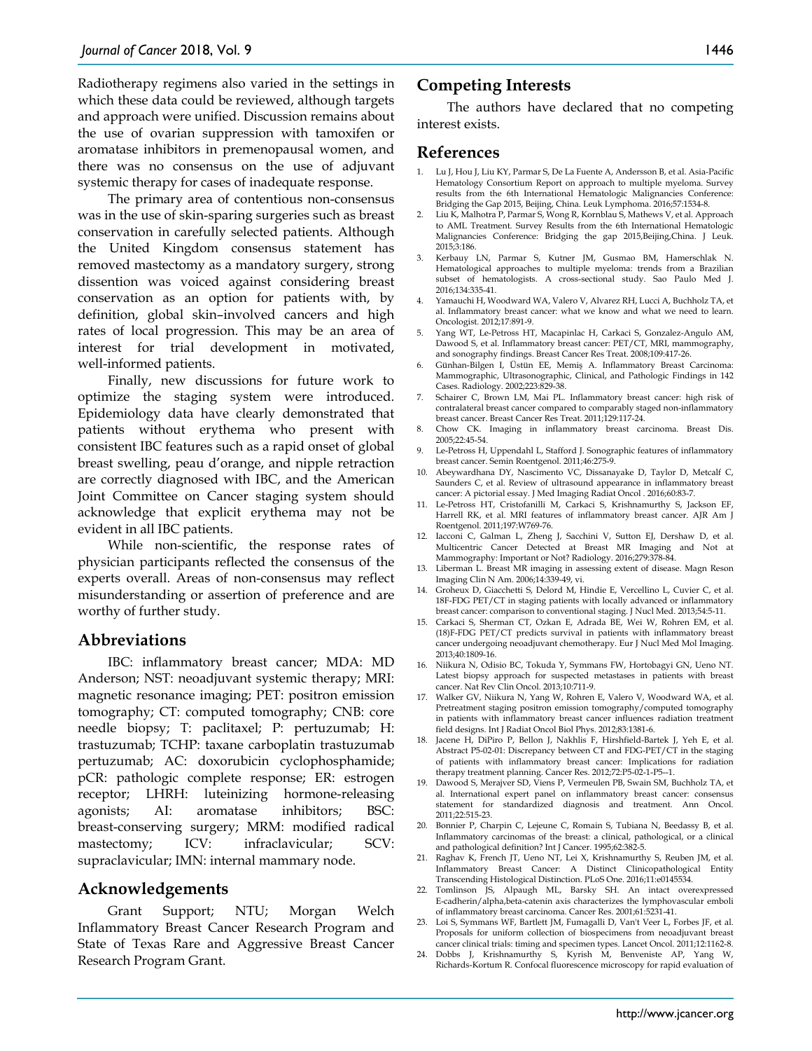Radiotherapy regimens also varied in the settings in which these data could be reviewed, although targets and approach were unified. Discussion remains about the use of ovarian suppression with tamoxifen or aromatase inhibitors in premenopausal women, and there was no consensus on the use of adjuvant systemic therapy for cases of inadequate response.

The primary area of contentious non-consensus was in the use of skin-sparing surgeries such as breast conservation in carefully selected patients. Although the United Kingdom consensus statement has removed mastectomy as a mandatory surgery, strong dissention was voiced against considering breast conservation as an option for patients with, by definition, global skin–involved cancers and high rates of local progression. This may be an area of interest for trial development in motivated, well-informed patients.

Finally, new discussions for future work to optimize the staging system were introduced. Epidemiology data have clearly demonstrated that patients without erythema who present with consistent IBC features such as a rapid onset of global breast swelling, peau d'orange, and nipple retraction are correctly diagnosed with IBC, and the American Joint Committee on Cancer staging system should acknowledge that explicit erythema may not be evident in all IBC patients.

While non-scientific, the response rates of physician participants reflected the consensus of the experts overall. Areas of non-consensus may reflect misunderstanding or assertion of preference and are worthy of further study.

## Abbreviations

IBC: inflammatory breast cancer; MDA: MD Anderson; NST: neoadjuvant systemic therapy; MRI: magnetic resonance imaging; PET: positron emission tomography; CT: computed tomography; CNB: core needle biopsy; T: paclitaxel; P: pertuzumab; H: trastuzumab; TCHP: taxane carboplatin trastuzumab pertuzumab; AC: doxorubicin cyclophosphamide; pCR: pathologic complete response; ER: estrogen receptor; LHRH: luteinizing hormone-releasing agonists; AI: aromatase inhibitors; BSC: breast-conserving surgery; MRM: modified radical mastectomy; ICV: infraclavicular; SCV: supraclavicular; IMN: internal mammary node.

## Acknowledgements

Grant Support; NTU; Morgan Welch Inflammatory Breast Cancer Research Program and State of Texas Rare and Aggressive Breast Cancer Research Program Grant.

## Competing Interests

The authors have declared that no competing interest exists.

## References

1. Lu J, Hou J, Liu KY, Parmar S, De La Fuente A, Andersson B, et al. Asia-Pacific Hematology Consortium Report on approach to multiple myeloma. Survey results from the 6th International Hematologic Malignancies Conference: Bridging the Gap 2015, Beijing, China. Leuk Lymphoma. 2016;57:1534-8.
2. Liu K, Malhotra P, Parmar S, Wong R, Kornblau S, Mathews V, et al. Approach to AML Treatment. Survey Results from the 6th International Hematologic Malignancies Conference: Bridging the gap 2015,Beijing,China. J Leuk. 2015;3:186.
3. Kerbauy LN, Parmar S, Kutner JM, Gusmao BM, Hamerschlak N. Hematological approaches to multiple myeloma: trends from a Brazilian subset of hematologists. A cross-sectional study. Sao Paulo Med J. 2016;134:335-41.
4. Yamauchi H, Woodward WA, Valero V, Alvarez RH, Lucci A, Buchholz TA, et al. Inflammatory breast cancer: what we know and what we need to learn. Oncologist. 2012;17:891-9.
5. Yang WT, Le-Petross HT, Macapinlac H, Carkaci S, Gonzalez-Angulo AM, Dawood S, et al. Inflammatory breast cancer: PET/CT, MRI, mammography, and sonography findings. Breast Cancer Res Treat. 2008;109:417-26.
6. Günhan-Bilgen I, Üstün EE, Memiş A. Inflammatory Breast Carcinoma: Mammographic, Ultrasonographic, Clinical, and Pathologic Findings in 142 Cases. Radiology. 2002;223:829-38.
7. Schairer C, Brown LM, Mai PL. Inflammatory breast cancer: high risk of contralateral breast cancer compared to comparably staged non-inflammatory breast cancer. Breast Cancer Res Treat. 2011;129:117-24.
8. Chow CK. Imaging in inflammatory breast carcinoma. Breast Dis. 2005;22:45-54.
9. Le-Petross H, Uppendahl L, Stafford J. Sonographic features of inflammatory breast cancer. Semin Roentgenol. 2011;46:275-9.
10. Abeywardhana DY, Nascimento VC, Dissanayake D, Taylor D, Metcalf C, Saunders C, et al. Review of ultrasound appearance in inflammatory breast cancer: A pictorial essay. J Med Imaging Radiat Oncol . 2016;60:83-7.
11. Le-Petross HT, Cristofanilli M, Carkaci S, Krishnamurthy S, Jackson EF, Harrell RK, et al. MRI features of inflammatory breast cancer. AJR Am J Roentgenol. 2011;197:W769-76.
12. Iacconi C, Galman L, Zheng J, Sacchini V, Sutton EJ, Dershaw D, et al. Multicentric Cancer Detected at Breast MR Imaging and Not at Mammography: Important or Not? Radiology. 2016;279:378-84.
13. Liberman L. Breast MR imaging in assessing extent of disease. Magn Reson Imaging Clin N Am. 2006;14:339-49, vi.
14. Groheux D, Giacchetti S, Delord M, Hindie E, Vercellino L, Cuvier C, et al. 18F-FDG PET/CT in staging patients with locally advanced or inflammatory breast cancer: comparison to conventional staging. J Nucl Med. 2013;54:5-11.
15. Carkaci S, Sherman CT, Ozkan E, Adrada BE, Wei W, Rohren EM, et al. (18)F-FDG PET/CT predicts survival in patients with inflammatory breast cancer undergoing neoadjuvant chemotherapy. Eur J Nucl Med Mol Imaging. 2013;40:1809-16.
16. Niikura N, Odisio BC, Tokuda Y, Symmans FW, Hortobagyi GN, Ueno NT. Latest biopsy approach for suspected metastases in patients with breast cancer. Nat Rev Clin Oncol. 2013;10:711-9.
17. Walker GV, Niikura N, Yang W, Rohren E, Valero V, Woodward WA, et al. Pretreatment staging positron emission tomography/computed tomography in patients with inflammatory breast cancer influences radiation treatment field designs. Int J Radiat Oncol Biol Phys. 2012;83:1381-6.
18. Jacene H, DiPiro P, Bellon J, Nakhlis F, Hirshfield-Bartek J, Yeh E, et al. Abstract P5-02-01: Discrepancy between CT and FDG-PET/CT in the staging of patients with inflammatory breast cancer: Implications for radiation therapy treatment planning. Cancer Res. 2012;72:P5-02-1-P5--1.
19. Dawood S, Merajver SD, Viens P, Vermeulen PB, Swain SM, Buchholz TA, et al. International expert panel on inflammatory breast cancer: consensus statement for standardized diagnosis and treatment. Ann Oncol. 2011;22:515-23.
20. Bonnier P, Charpin C, Lejeune C, Romain S, Tubiana N, Beedassy B, et al. Inflammatory carcinomas of the breast: a clinical, pathological, or a clinical and pathological definition? Int J Cancer. 1995;62:382-5.
21. Raghav K, French JT, Ueno NT, Lei X, Krishnamurthy S, Reuben JM, et al. Inflammatory Breast Cancer: A Distinct Clinicopathological Entity Transcending Histological Distinction. PLoS One. 2016;11:e0145534.
22. Tomlinson JS, Alpaugh ML, Barsky SH. An intact overexpressed E-cadherin/alpha,beta-catenin axis characterizes the lymphovascular emboli of inflammatory breast carcinoma. Cancer Res. 2001;61:5231-41.
23. Loi S, Symmans WF, Bartlett JM, Fumagalli D, Van't Veer L, Forbes JF, et al. Proposals for uniform collection of biospecimens from neoadjuvant breast cancer clinical trials: timing and specimen types. Lancet Oncol. 2011;12:1162-8.
24. Dobbs J, Krishnamurthy S, Kyrish M, Benveniste AP, Yang W, Richards-Kortum R. Confocal fluorescence microscopy for rapid evaluation of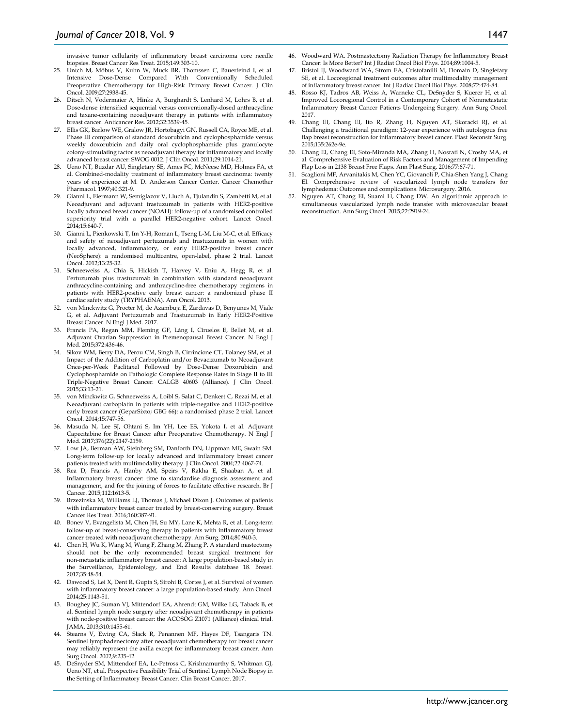invasive tumor cellularity of inflammatory breast carcinoma core needle biopsies. Breast Cancer Res Treat. 2015;149:303-10.

25. Untch M, Möbus V, Kuhn W, Muck BR, Thomssen C, Bauerfeind I, et al. Intensive Dose-Dense Compared With Conventionally Scheduled Preoperative Chemotherapy for High-Risk Primary Breast Cancer. J Clin Oncol. 2009;27:2938-45.
26. Ditsch N, Vodermaier A, Hinke A, Burghardt S, Lenhard M, Lohrs B, et al. Dose-dense intensified sequential versus conventionally-dosed anthracycline and taxane-containing neoadjuvant therapy in patients with inflammatory breast cancer. Anticancer Res. 2012;32:3539-45.
27. Ellis GK, Barlow WE, Gralow JR, Hortobagyi GN, Russell CA, Royce ME, et al. Phase III comparison of standard doxorubicin and cyclophosphamide versus weekly doxorubicin and daily oral cyclophosphamide plus granulocyte colony-stimulating factor as neoadjuvant therapy for inflammatory and locally advanced breast cancer: SWOG 0012. J Clin Oncol. 2011;29:1014-21.
28. Ueno NT, Buzdar AU, Singletary SE, Ames FC, McNeese MD, Holmes FA, et al. Combined-modality treatment of inflammatory breast carcinoma: twenty years of experience at M. D. Anderson Cancer Center. Cancer Chemother Pharmacol. 1997;40:321-9.
29. Gianni L, Eiermann W, Semiglazov V, Lluch A, Tjulandin S, Zambetti M, et al. Neoadjuvant and adjuvant trastuzumab in patients with HER2-positive locally advanced breast cancer (NOAH): follow-up of a randomised controlled superiority trial with a parallel HER2-negative cohort. Lancet Oncol. 2014;15:640-7.
30. Gianni L, Pienkowski T, Im Y-H, Roman L, Tseng L-M, Liu M-C, et al. Efficacy and safety of neoadjuvant pertuzumab and trastuzumab in women with locally advanced, inflammatory, or early HER2-positive breast cancer (NeoSphere): a randomised multicentre, open-label, phase 2 trial. Lancet Oncol. 2012;13:25-32.
31. Schneeweiss A, Chia S, Hickish T, Harvey V, Eniu A, Hegg R, et al. Pertuzumab plus trastuzumab in combination with standard neoadjuvant anthracycline-containing and anthracycline-free chemotherapy regimens in patients with HER2-positive early breast cancer: a randomized phase II cardiac safety study (TRYPHAENA). Ann Oncol. 2013.
32. von Minckwitz G, Procter M, de Azambuja E, Zardavas D, Benyunes M, Viale G, et al. Adjuvant Pertuzumab and Trastuzumab in Early HER2-Positive Breast Cancer. N Engl J Med. 2017.
33. Francis PA, Regan MM, Fleming GF, Láng I, Ciruelos E, Bellet M, et al. Adjuvant Ovarian Suppression in Premenopausal Breast Cancer. N Engl J Med. 2015;372:436-46.
34. Sikov WM, Berry DA, Perou CM, Singh B, Cirrincione CT, Tolaney SM, et al. Impact of the Addition of Carboplatin and/or Bevacizumab to Neoadjuvant Once-per-Week Paclitaxel Followed by Dose-Dense Doxorubicin and Cyclophosphamide on Pathologic Complete Response Rates in Stage II to III Triple-Negative Breast Cancer: CALGB 40603 (Alliance). J Clin Oncol. 2015;33:13-21.
35. von Minckwitz G, Schneeweiss A, Loibl S, Salat C, Denkert C, Rezai M, et al. Neoadjuvant carboplatin in patients with triple-negative and HER2-positive early breast cancer (GeparSixto; GBG 66): a randomised phase 2 trial. Lancet Oncol. 2014;15:747-56.
36. Masuda N, Lee SJ, Ohtani S, Im YH, Lee ES, Yokota I, et al. Adjuvant Capecitabine for Breast Cancer after Preoperative Chemotherapy. N Engl J Med. 2017;376(22):2147-2159.
37. Low JA, Berman AW, Steinberg SM, Danforth DN, Lippman ME, Swain SM. Long-term follow-up for locally advanced and inflammatory breast cancer patients treated with multimodality therapy. J Clin Oncol. 2004;22:4067-74.
38. Rea D, Francis A, Hanby AM, Speirs V, Rakha E, Shaaban A, et al. Inflammatory breast cancer: time to standardise diagnosis assessment and management, and for the joining of forces to facilitate effective research. Br J Cancer. 2015;112:1613-5.
39. Brzezinska M, Williams LJ, Thomas J, Michael Dixon J. Outcomes of patients with inflammatory breast cancer treated by breast-conserving surgery. Breast Cancer Res Treat. 2016;160:387-91.
40. Bonev V, Evangelista M, Chen JH, Su MY, Lane K, Mehta R, et al. Long-term follow-up of breast-conserving therapy in patients with inflammatory breast cancer treated with neoadjuvant chemotherapy. Am Surg. 2014;80:940-3.
41. Chen H, Wu K, Wang M, Wang F, Zhang M, Zhang P. A standard mastectomy should not be the only recommended breast surgical treatment for non-metastatic inflammatory breast cancer: A large population-based study in the Surveillance, Epidemiology, and End Results database 18. Breast. 2017;35:48-54.
42. Dawood S, Lei X, Dent R, Gupta S, Sirohi B, Cortes J, et al. Survival of women with inflammatory breast cancer: a large population-based study. Ann Oncol. 2014;25:1143-51.
43. Boughey JC, Suman VJ, Mittendorf EA, Ahrendt GM, Wilke LG, Taback B, et al. Sentinel lymph node surgery after neoadjuvant chemotherapy in patients with node-positive breast cancer: the ACOSOG Z1071 (Alliance) clinical trial. JAMA. 2013;310:1455-61.
44. Stearns V, Ewing CA, Slack R, Penannen MF, Hayes DF, Tsangaris TN. Sentinel lymphadenectomy after neoadjuvant chemotherapy for breast cancer may reliably represent the axilla except for inflammatory breast cancer. Ann Surg Oncol. 2002;9:235-42.
45. DeSnyder SM, Mittendorf EA, Le-Petross C, Krishnamurthy S, Whitman GJ, Ueno NT, et al. Prospective Feasibility Trial of Sentinel Lymph Node Biopsy in the Setting of Inflammatory Breast Cancer. Clin Breast Cancer. 2017.
46. Woodward WA. Postmastectomy Radiation Therapy for Inflammatory Breast Cancer: Is More Better? Int J Radiat Oncol Biol Phys. 2014;89:1004-5.
47. Bristol IJ, Woodward WA, Strom EA, Cristofanilli M, Domain D, Singletary SE, et al. Locoregional treatment outcomes after multimodality management of inflammatory breast cancer. Int J Radiat Oncol Biol Phys. 2008;72:474-84.
48. Rosso KJ, Tadros AB, Weiss A, Warneke CL, DeSnyder S, Kuerer H, et al. Improved Locoregional Control in a Contemporary Cohort of Nonmetastatic Inflammatory Breast Cancer Patients Undergoing Surgery. Ann Surg Oncol. 2017.
49. Chang EI, Chang EI, Ito R, Zhang H, Nguyen AT, Skoracki RJ, et al. Challenging a traditional paradigm: 12-year experience with autologous free flap breast reconstruction for inflammatory breast cancer. Plast Reconstr Surg. 2015;135:262e-9e.
50. Chang EI, Chang EI, Soto-Miranda MA, Zhang H, Nosrati N, Crosby MA, et al. Comprehensive Evaluation of Risk Factors and Management of Impending Flap Loss in 2138 Breast Free Flaps. Ann Plast Surg. 2016;77:67-71.
51. Scaglioni MF, Arvanitakis M, Chen YC, Giovanoli P, Chia-Shen Yang J, Chang EI. Comprehensive review of vascularized lymph node transfers for lymphedema: Outcomes and complications. Microsurgery. 2016.
52. Nguyen AT, Chang EI, Suami H, Chang DW. An algorithmic approach to simultaneous vascularized lymph node transfer with microvascular breast reconstruction. Ann Surg Oncol. 2015;22:2919-24.